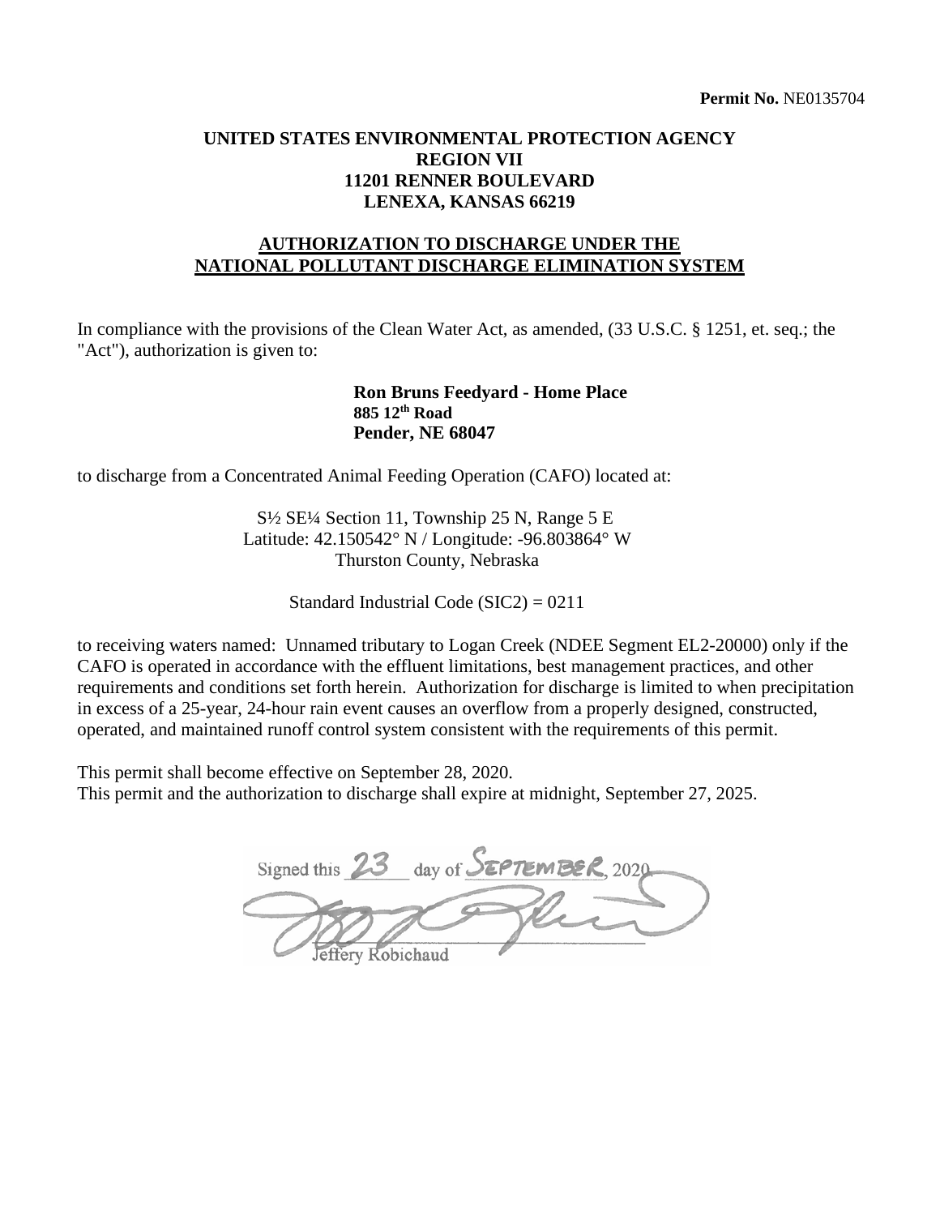**Permit No.** NE0135704

**UNITED STATES ENVIRONMENTAL PROTECTION AGENCY**
**REGION VII**
**11201 RENNER BOULEVARD**
**LENEXA, KANSAS 66219**

**AUTHORIZATION TO DISCHARGE UNDER THE NATIONAL POLLUTANT DISCHARGE ELIMINATION SYSTEM**

In compliance with the provisions of the Clean Water Act, as amended, (33 U.S.C. § 1251, et. seq.; the "Act"), authorization is given to:

**Ron Bruns Feedyard - Home Place**
**885 12th Road**
**Pender, NE 68047**

to discharge from a Concentrated Animal Feeding Operation (CAFO) located at:

S½ SE¼ Section 11, Township 25 N, Range 5 E
Latitude: 42.150542° N / Longitude: -96.803864° W
Thurston County, Nebraska

Standard Industrial Code (SIC2) = 0211

to receiving waters named: Unnamed tributary to Logan Creek (NDEE Segment EL2-20000) only if the CAFO is operated in accordance with the effluent limitations, best management practices, and other requirements and conditions set forth herein. Authorization for discharge is limited to when precipitation in excess of a 25-year, 24-hour rain event causes an overflow from a properly designed, constructed, operated, and maintained runoff control system consistent with the requirements of this permit.

This permit shall become effective on September 28, 2020.
This permit and the authorization to discharge shall expire at midnight, September 27, 2025.

Signed this 23 day of SEPTEMBER, 2020

Jeffery Robichaud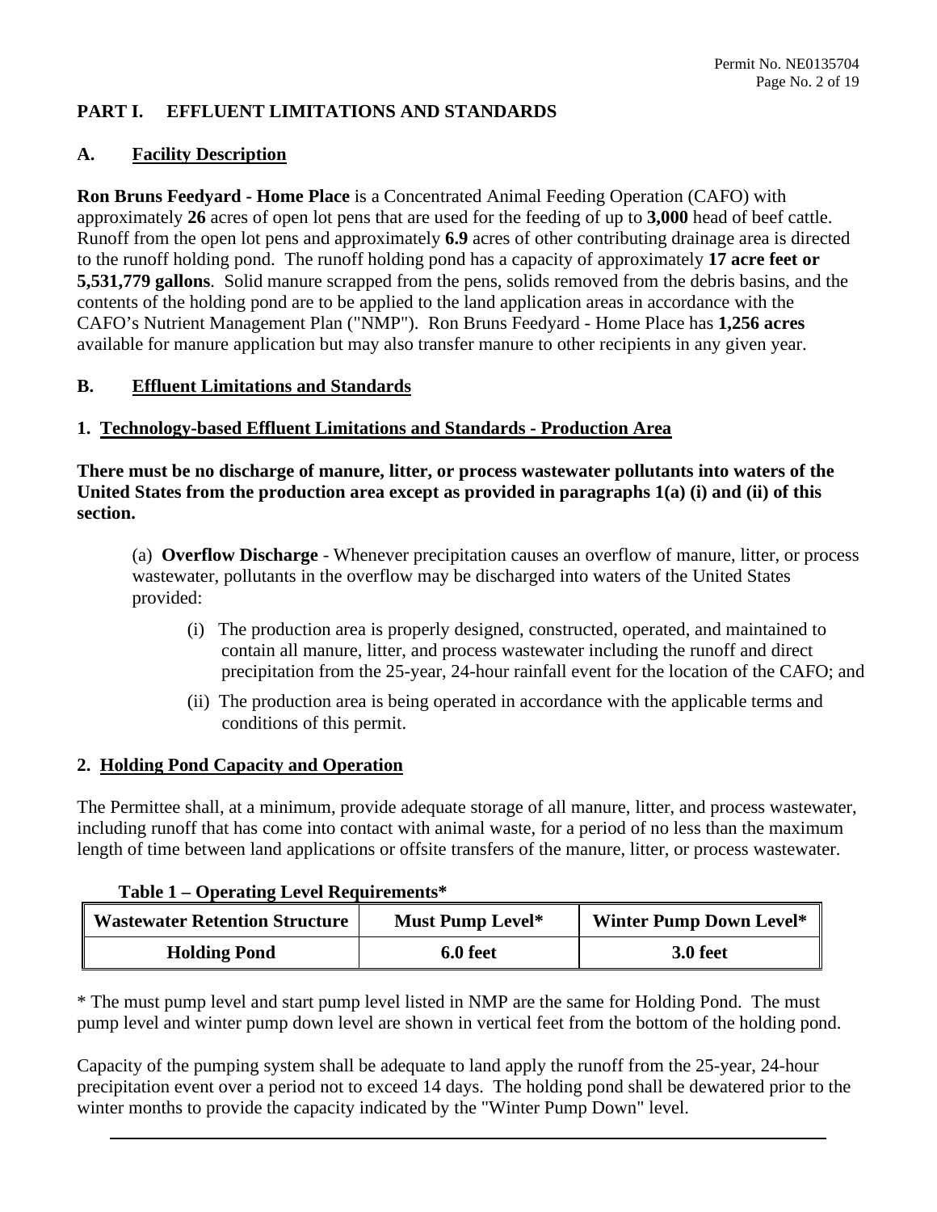## PART I. EFFLUENT LIMITATIONS AND STANDARDS

### A. Facility Description

**Ron Bruns Feedyard - Home Place** is a Concentrated Animal Feeding Operation (CAFO) with approximately **26** acres of open lot pens that are used for the feeding of up to **3,000** head of beef cattle. Runoff from the open lot pens and approximately **6.9** acres of other contributing drainage area is directed to the runoff holding pond. The runoff holding pond has a capacity of approximately **17 acre feet or 5,531,779 gallons**. Solid manure scrapped from the pens, solids removed from the debris basins, and the contents of the holding pond are to be applied to the land application areas in accordance with the CAFO's Nutrient Management Plan ("NMP"). Ron Bruns Feedyard - Home Place has **1,256 acres** available for manure application but may also transfer manure to other recipients in any given year.

### B. Effluent Limitations and Standards

#### 1. Technology-based Effluent Limitations and Standards - Production Area

**There must be no discharge of manure, litter, or process wastewater pollutants into waters of the United States from the production area except as provided in paragraphs 1(a) (i) and (ii) of this section.**

(a) **Overflow Discharge** - Whenever precipitation causes an overflow of manure, litter, or process wastewater, pollutants in the overflow may be discharged into waters of the United States provided:

(i) The production area is properly designed, constructed, operated, and maintained to contain all manure, litter, and process wastewater including the runoff and direct precipitation from the 25-year, 24-hour rainfall event for the location of the CAFO; and

(ii) The production area is being operated in accordance with the applicable terms and conditions of this permit.

#### 2. Holding Pond Capacity and Operation

The Permittee shall, at a minimum, provide adequate storage of all manure, litter, and process wastewater, including runoff that has come into contact with animal waste, for a period of no less than the maximum length of time between land applications or offsite transfers of the manure, litter, or process wastewater.

**Table 1 – Operating Level Requirements***

| Wastewater Retention Structure | Must Pump Level* | Winter Pump Down Level* |
|---|---|---|
| Holding Pond | 6.0 feet | 3.0 feet |

* The must pump level and start pump level listed in NMP are the same for Holding Pond. The must pump level and winter pump down level are shown in vertical feet from the bottom of the holding pond.

Capacity of the pumping system shall be adequate to land apply the runoff from the 25-year, 24-hour precipitation event over a period not to exceed 14 days. The holding pond shall be dewatered prior to the winter months to provide the capacity indicated by the "Winter Pump Down" level.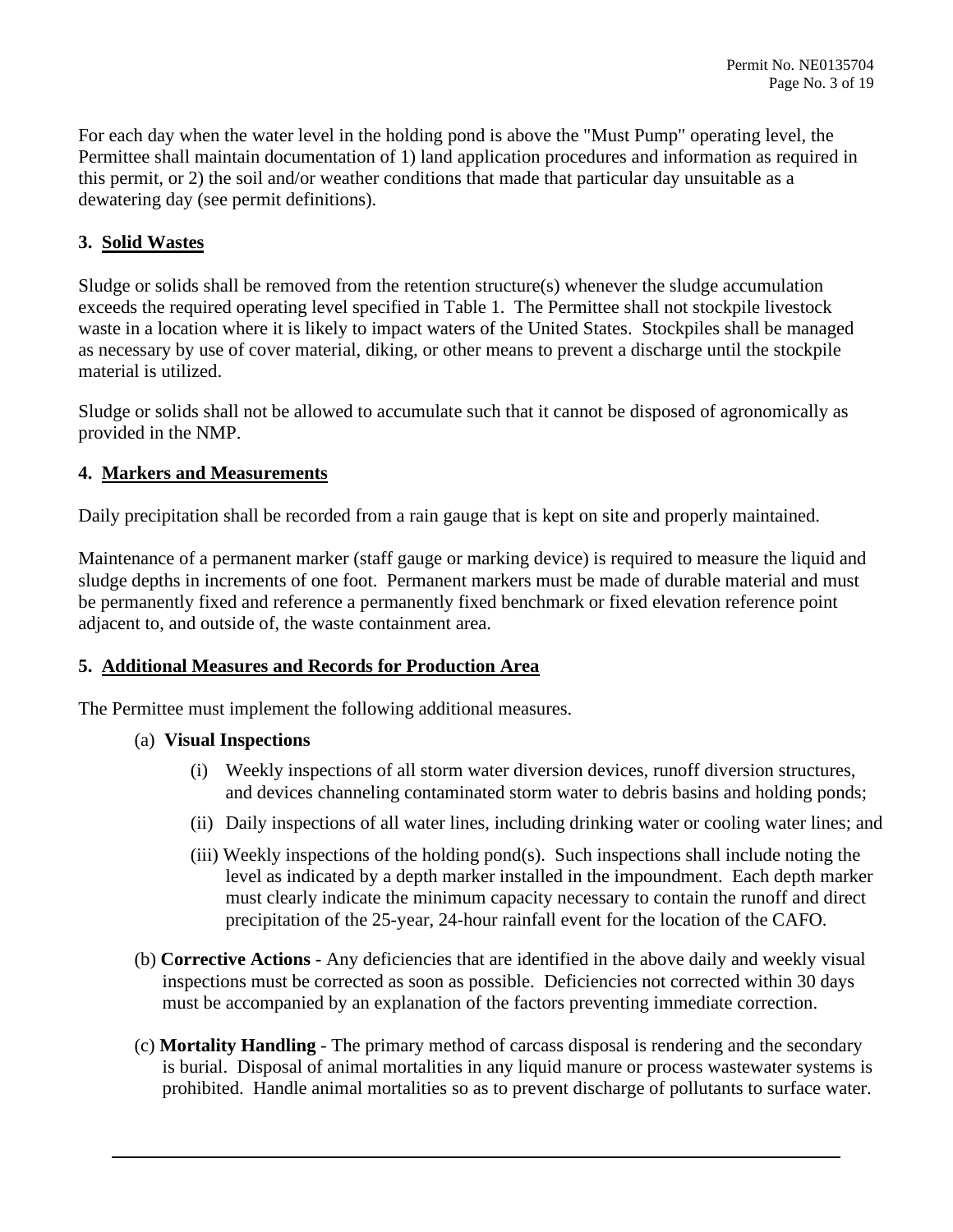For each day when the water level in the holding pond is above the "Must Pump" operating level, the Permittee shall maintain documentation of 1) land application procedures and information as required in this permit, or 2) the soil and/or weather conditions that made that particular day unsuitable as a dewatering day (see permit definitions).

### 3. Solid Wastes

Sludge or solids shall be removed from the retention structure(s) whenever the sludge accumulation exceeds the required operating level specified in Table 1. The Permittee shall not stockpile livestock waste in a location where it is likely to impact waters of the United States. Stockpiles shall be managed as necessary by use of cover material, diking, or other means to prevent a discharge until the stockpile material is utilized.

Sludge or solids shall not be allowed to accumulate such that it cannot be disposed of agronomically as provided in the NMP.

### 4. Markers and Measurements

Daily precipitation shall be recorded from a rain gauge that is kept on site and properly maintained.

Maintenance of a permanent marker (staff gauge or marking device) is required to measure the liquid and sludge depths in increments of one foot. Permanent markers must be made of durable material and must be permanently fixed and reference a permanently fixed benchmark or fixed elevation reference point adjacent to, and outside of, the waste containment area.

### 5. Additional Measures and Records for Production Area

The Permittee must implement the following additional measures.

(a) **Visual Inspections**

- (i) Weekly inspections of all storm water diversion devices, runoff diversion structures, and devices channeling contaminated storm water to debris basins and holding ponds;
- (ii) Daily inspections of all water lines, including drinking water or cooling water lines; and
- (iii) Weekly inspections of the holding pond(s). Such inspections shall include noting the level as indicated by a depth marker installed in the impoundment. Each depth marker must clearly indicate the minimum capacity necessary to contain the runoff and direct precipitation of the 25-year, 24-hour rainfall event for the location of the CAFO.

(b) **Corrective Actions** - Any deficiencies that are identified in the above daily and weekly visual inspections must be corrected as soon as possible. Deficiencies not corrected within 30 days must be accompanied by an explanation of the factors preventing immediate correction.

(c) **Mortality Handling** - The primary method of carcass disposal is rendering and the secondary is burial. Disposal of animal mortalities in any liquid manure or process wastewater systems is prohibited. Handle animal mortalities so as to prevent discharge of pollutants to surface water.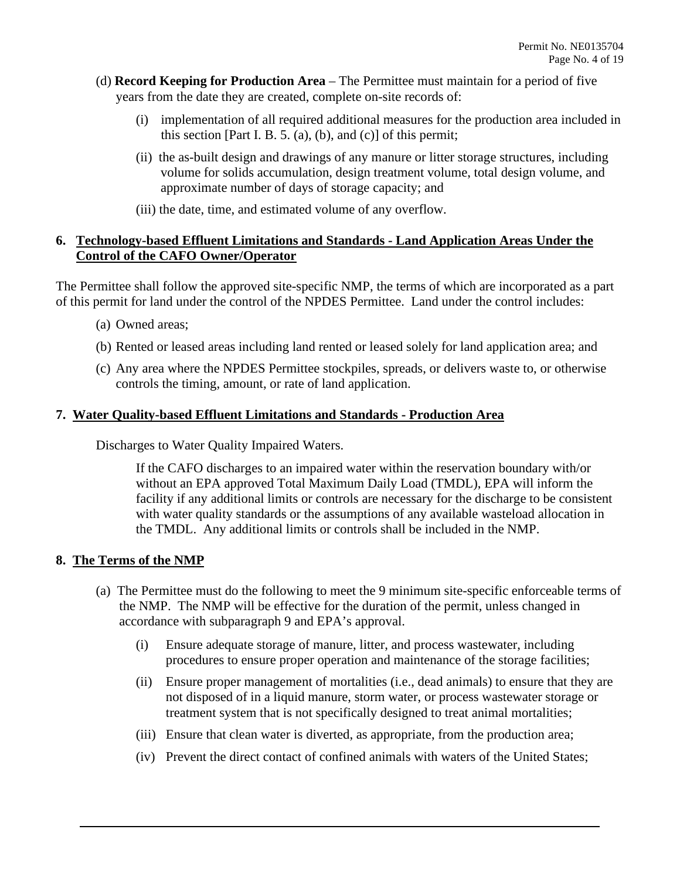(d) **Record Keeping for Production Area** – The Permittee must maintain for a period of five years from the date they are created, complete on-site records of:

   (i) implementation of all required additional measures for the production area included in this section [Part I. B. 5. (a), (b), and (c)] of this permit;

   (ii) the as-built design and drawings of any manure or litter storage structures, including volume for solids accumulation, design treatment volume, total design volume, and approximate number of days of storage capacity; and

   (iii) the date, time, and estimated volume of any overflow.

### 6. Technology-based Effluent Limitations and Standards - Land Application Areas Under the Control of the CAFO Owner/Operator

The Permittee shall follow the approved site-specific NMP, the terms of which are incorporated as a part of this permit for land under the control of the NPDES Permittee. Land under the control includes:

(a) Owned areas;

(b) Rented or leased areas including land rented or leased solely for land application area; and

(c) Any area where the NPDES Permittee stockpiles, spreads, or delivers waste to, or otherwise controls the timing, amount, or rate of land application.

### 7. Water Quality-based Effluent Limitations and Standards - Production Area

Discharges to Water Quality Impaired Waters.

If the CAFO discharges to an impaired water within the reservation boundary with/or without an EPA approved Total Maximum Daily Load (TMDL), EPA will inform the facility if any additional limits or controls are necessary for the discharge to be consistent with water quality standards or the assumptions of any available wasteload allocation in the TMDL. Any additional limits or controls shall be included in the NMP.

### 8. The Terms of the NMP

(a) The Permittee must do the following to meet the 9 minimum site-specific enforceable terms of the NMP. The NMP will be effective for the duration of the permit, unless changed in accordance with subparagraph 9 and EPA's approval.

   (i) Ensure adequate storage of manure, litter, and process wastewater, including procedures to ensure proper operation and maintenance of the storage facilities;

   (ii) Ensure proper management of mortalities (i.e., dead animals) to ensure that they are not disposed of in a liquid manure, storm water, or process wastewater storage or treatment system that is not specifically designed to treat animal mortalities;

   (iii) Ensure that clean water is diverted, as appropriate, from the production area;

   (iv) Prevent the direct contact of confined animals with waters of the United States;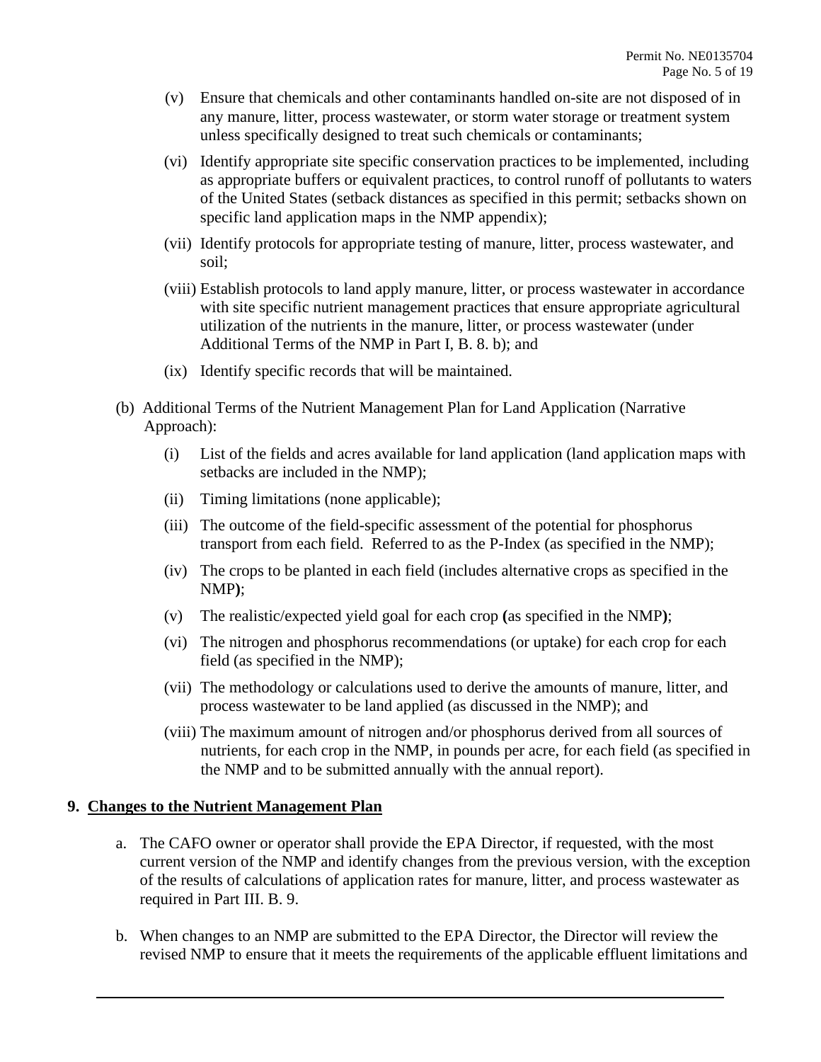(v) Ensure that chemicals and other contaminants handled on-site are not disposed of in any manure, litter, process wastewater, or storm water storage or treatment system unless specifically designed to treat such chemicals or contaminants;

(vi) Identify appropriate site specific conservation practices to be implemented, including as appropriate buffers or equivalent practices, to control runoff of pollutants to waters of the United States (setback distances as specified in this permit; setbacks shown on specific land application maps in the NMP appendix);

(vii) Identify protocols for appropriate testing of manure, litter, process wastewater, and soil;

(viii) Establish protocols to land apply manure, litter, or process wastewater in accordance with site specific nutrient management practices that ensure appropriate agricultural utilization of the nutrients in the manure, litter, or process wastewater (under Additional Terms of the NMP in Part I, B. 8. b); and

(ix) Identify specific records that will be maintained.

(b) Additional Terms of the Nutrient Management Plan for Land Application (Narrative Approach):

(i) List of the fields and acres available for land application (land application maps with setbacks are included in the NMP);

(ii) Timing limitations (none applicable);

(iii) The outcome of the field-specific assessment of the potential for phosphorus transport from each field. Referred to as the P-Index (as specified in the NMP);

(iv) The crops to be planted in each field (includes alternative crops as specified in the NMP**)**;

(v) The realistic/expected yield goal for each crop **(**as specified in the NMP**)**;

(vi) The nitrogen and phosphorus recommendations (or uptake) for each crop for each field (as specified in the NMP);

(vii) The methodology or calculations used to derive the amounts of manure, litter, and process wastewater to be land applied (as discussed in the NMP); and

(viii) The maximum amount of nitrogen and/or phosphorus derived from all sources of nutrients, for each crop in the NMP, in pounds per acre, for each field (as specified in the NMP and to be submitted annually with the annual report).

## 9. Changes to the Nutrient Management Plan

a. The CAFO owner or operator shall provide the EPA Director, if requested, with the most current version of the NMP and identify changes from the previous version, with the exception of the results of calculations of application rates for manure, litter, and process wastewater as required in Part III. B. 9.

b. When changes to an NMP are submitted to the EPA Director, the Director will review the revised NMP to ensure that it meets the requirements of the applicable effluent limitations and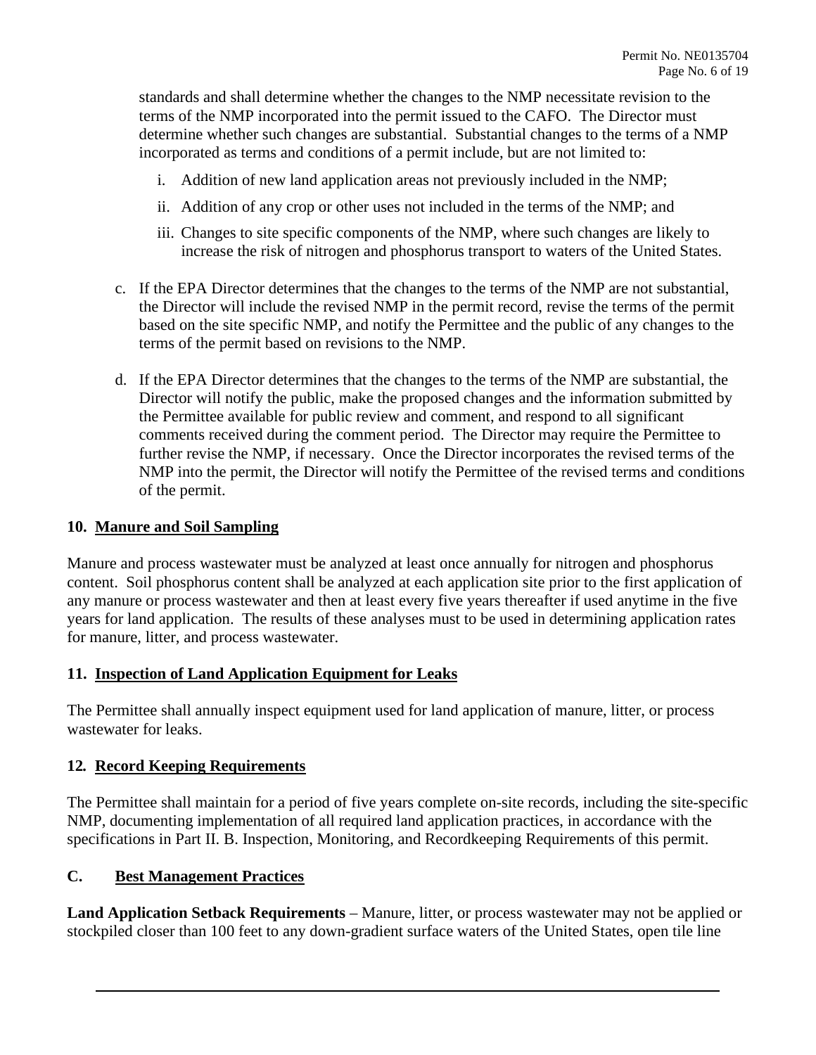standards and shall determine whether the changes to the NMP necessitate revision to the terms of the NMP incorporated into the permit issued to the CAFO. The Director must determine whether such changes are substantial. Substantial changes to the terms of a NMP incorporated as terms and conditions of a permit include, but are not limited to:

i. Addition of new land application areas not previously included in the NMP;

ii. Addition of any crop or other uses not included in the terms of the NMP; and

iii. Changes to site specific components of the NMP, where such changes are likely to increase the risk of nitrogen and phosphorus transport to waters of the United States.

c. If the EPA Director determines that the changes to the terms of the NMP are not substantial, the Director will include the revised NMP in the permit record, revise the terms of the permit based on the site specific NMP, and notify the Permittee and the public of any changes to the terms of the permit based on revisions to the NMP.

d. If the EPA Director determines that the changes to the terms of the NMP are substantial, the Director will notify the public, make the proposed changes and the information submitted by the Permittee available for public review and comment, and respond to all significant comments received during the comment period. The Director may require the Permittee to further revise the NMP, if necessary. Once the Director incorporates the revised terms of the NMP into the permit, the Director will notify the Permittee of the revised terms and conditions of the permit.

**10. Manure and Soil Sampling**

Manure and process wastewater must be analyzed at least once annually for nitrogen and phosphorus content. Soil phosphorus content shall be analyzed at each application site prior to the first application of any manure or process wastewater and then at least every five years thereafter if used anytime in the five years for land application. The results of these analyses must to be used in determining application rates for manure, litter, and process wastewater.

**11. Inspection of Land Application Equipment for Leaks**

The Permittee shall annually inspect equipment used for land application of manure, litter, or process wastewater for leaks.

**12. Record Keeping Requirements**

The Permittee shall maintain for a period of five years complete on-site records, including the site-specific NMP, documenting implementation of all required land application practices, in accordance with the specifications in Part II. B. Inspection, Monitoring, and Recordkeeping Requirements of this permit.

## C. Best Management Practices

**Land Application Setback Requirements** – Manure, litter, or process wastewater may not be applied or stockpiled closer than 100 feet to any down-gradient surface waters of the United States, open tile line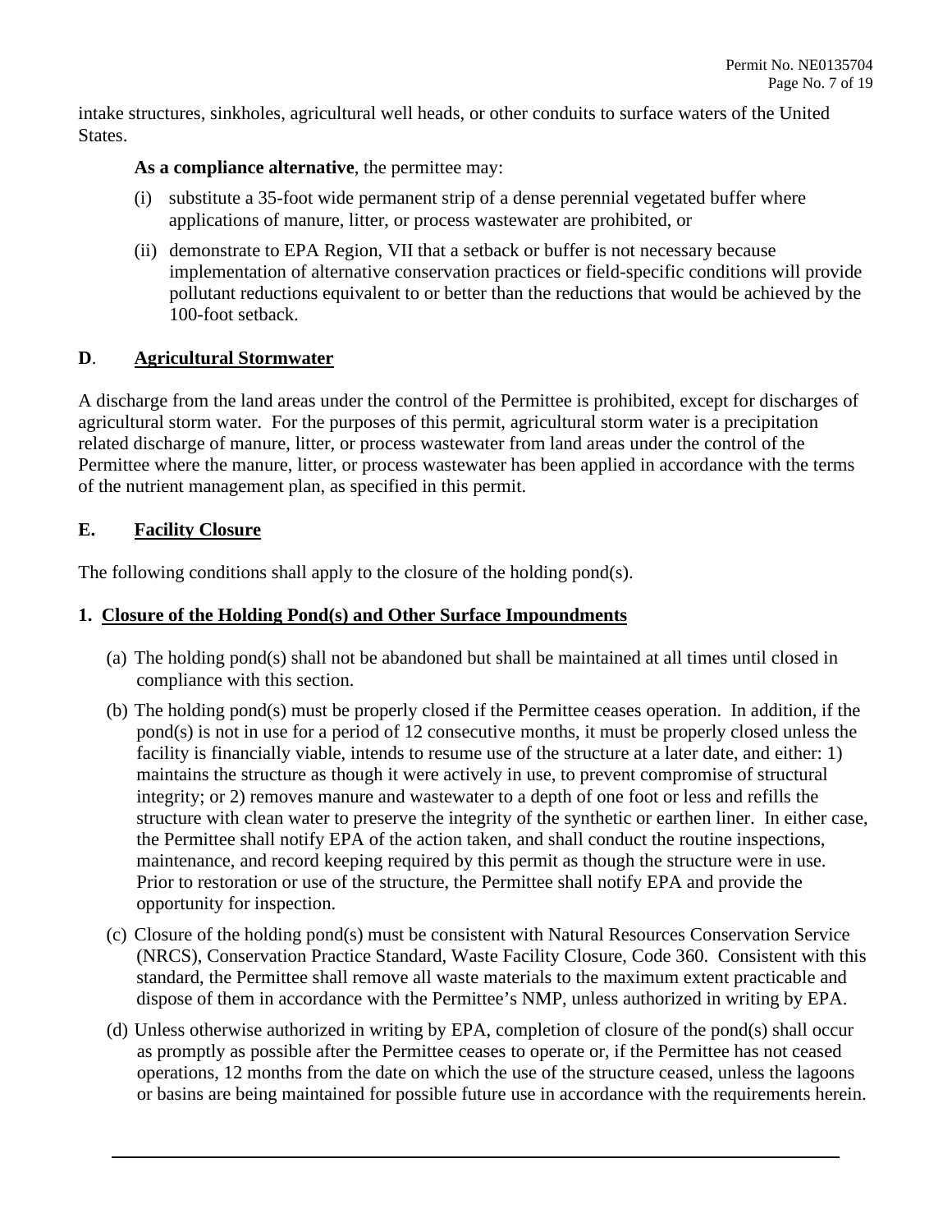intake structures, sinkholes, agricultural well heads, or other conduits to surface waters of the United States.

**As a compliance alternative**, the permittee may:

(i) substitute a 35-foot wide permanent strip of a dense perennial vegetated buffer where applications of manure, litter, or process wastewater are prohibited, or

(ii) demonstrate to EPA Region, VII that a setback or buffer is not necessary because implementation of alternative conservation practices or field-specific conditions will provide pollutant reductions equivalent to or better than the reductions that would be achieved by the 100-foot setback.

## **D**. <u>**Agricultural Stormwater**</u>

A discharge from the land areas under the control of the Permittee is prohibited, except for discharges of agricultural storm water. For the purposes of this permit, agricultural storm water is a precipitation related discharge of manure, litter, or process wastewater from land areas under the control of the Permittee where the manure, litter, or process wastewater has been applied in accordance with the terms of the nutrient management plan, as specified in this permit.

## **E.** <u>**Facility Closure**</u>

The following conditions shall apply to the closure of the holding pond(s).

### **1.** <u>**Closure of the Holding Pond(s) and Other Surface Impoundments**</u>

(a) The holding pond(s) shall not be abandoned but shall be maintained at all times until closed in compliance with this section.

(b) The holding pond(s) must be properly closed if the Permittee ceases operation. In addition, if the pond(s) is not in use for a period of 12 consecutive months, it must be properly closed unless the facility is financially viable, intends to resume use of the structure at a later date, and either: 1) maintains the structure as though it were actively in use, to prevent compromise of structural integrity; or 2) removes manure and wastewater to a depth of one foot or less and refills the structure with clean water to preserve the integrity of the synthetic or earthen liner. In either case, the Permittee shall notify EPA of the action taken, and shall conduct the routine inspections, maintenance, and record keeping required by this permit as though the structure were in use. Prior to restoration or use of the structure, the Permittee shall notify EPA and provide the opportunity for inspection.

(c) Closure of the holding pond(s) must be consistent with Natural Resources Conservation Service (NRCS), Conservation Practice Standard, Waste Facility Closure, Code 360. Consistent with this standard, the Permittee shall remove all waste materials to the maximum extent practicable and dispose of them in accordance with the Permittee's NMP, unless authorized in writing by EPA.

(d) Unless otherwise authorized in writing by EPA, completion of closure of the pond(s) shall occur as promptly as possible after the Permittee ceases to operate or, if the Permittee has not ceased operations, 12 months from the date on which the use of the structure ceased, unless the lagoons or basins are being maintained for possible future use in accordance with the requirements herein.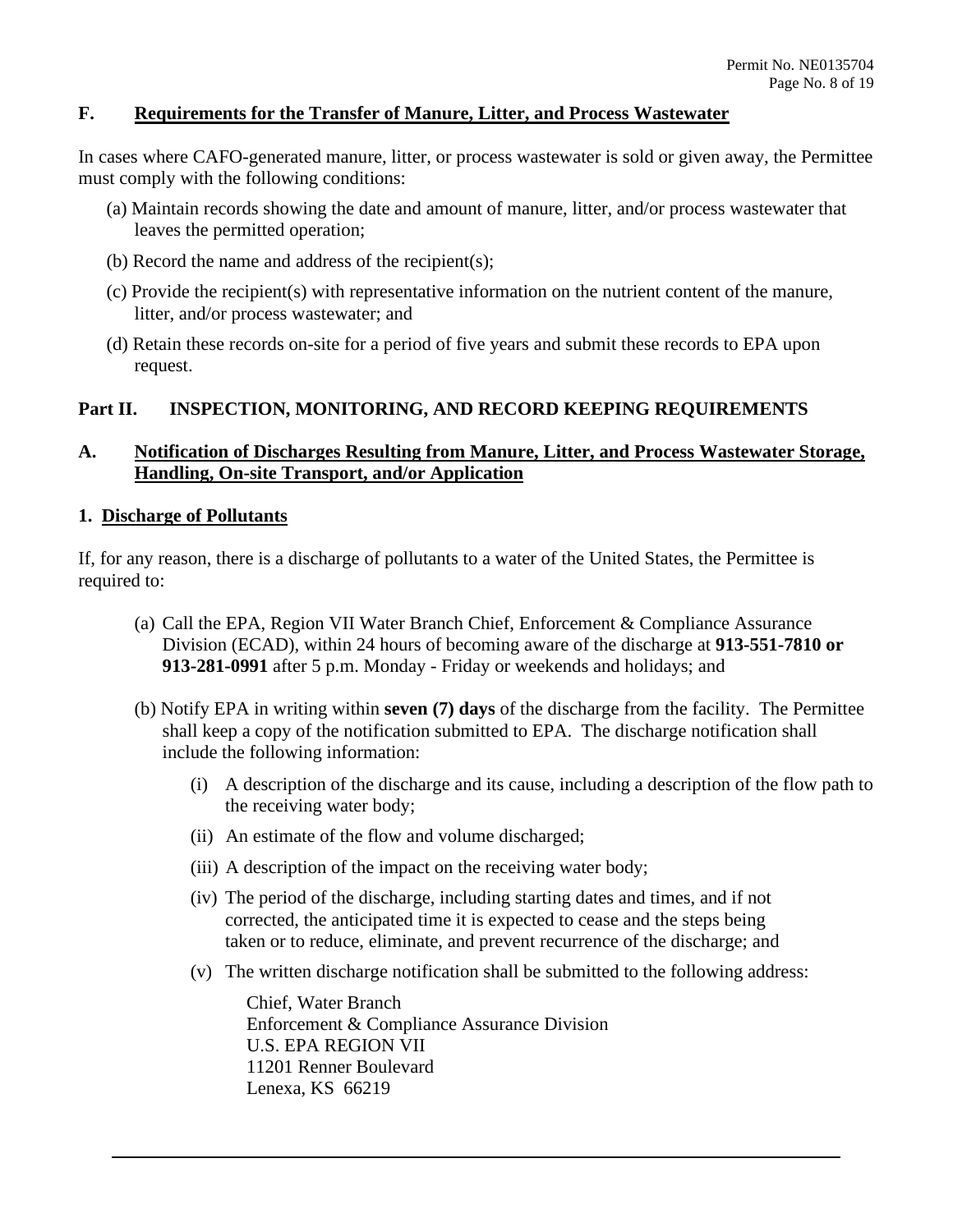## F. Requirements for the Transfer of Manure, Litter, and Process Wastewater

In cases where CAFO-generated manure, litter, or process wastewater is sold or given away, the Permittee must comply with the following conditions:

(a) Maintain records showing the date and amount of manure, litter, and/or process wastewater that leaves the permitted operation;

(b) Record the name and address of the recipient(s);

(c) Provide the recipient(s) with representative information on the nutrient content of the manure, litter, and/or process wastewater; and

(d) Retain these records on-site for a period of five years and submit these records to EPA upon request.

# Part II. INSPECTION, MONITORING, AND RECORD KEEPING REQUIREMENTS

## A. Notification of Discharges Resulting from Manure, Litter, and Process Wastewater Storage, Handling, On-site Transport, and/or Application

### 1. Discharge of Pollutants

If, for any reason, there is a discharge of pollutants to a water of the United States, the Permittee is required to:

(a) Call the EPA, Region VII Water Branch Chief, Enforcement & Compliance Assurance Division (ECAD), within 24 hours of becoming aware of the discharge at **913-551-7810 or 913-281-0991** after 5 p.m. Monday - Friday or weekends and holidays; and

(b) Notify EPA in writing within **seven (7) days** of the discharge from the facility. The Permittee shall keep a copy of the notification submitted to EPA. The discharge notification shall include the following information:

(i) A description of the discharge and its cause, including a description of the flow path to the receiving water body;

(ii) An estimate of the flow and volume discharged;

(iii) A description of the impact on the receiving water body;

(iv) The period of the discharge, including starting dates and times, and if not corrected, the anticipated time it is expected to cease and the steps being taken or to reduce, eliminate, and prevent recurrence of the discharge; and

(v) The written discharge notification shall be submitted to the following address:

Chief, Water Branch
Enforcement & Compliance Assurance Division
U.S. EPA REGION VII
11201 Renner Boulevard
Lenexa, KS 66219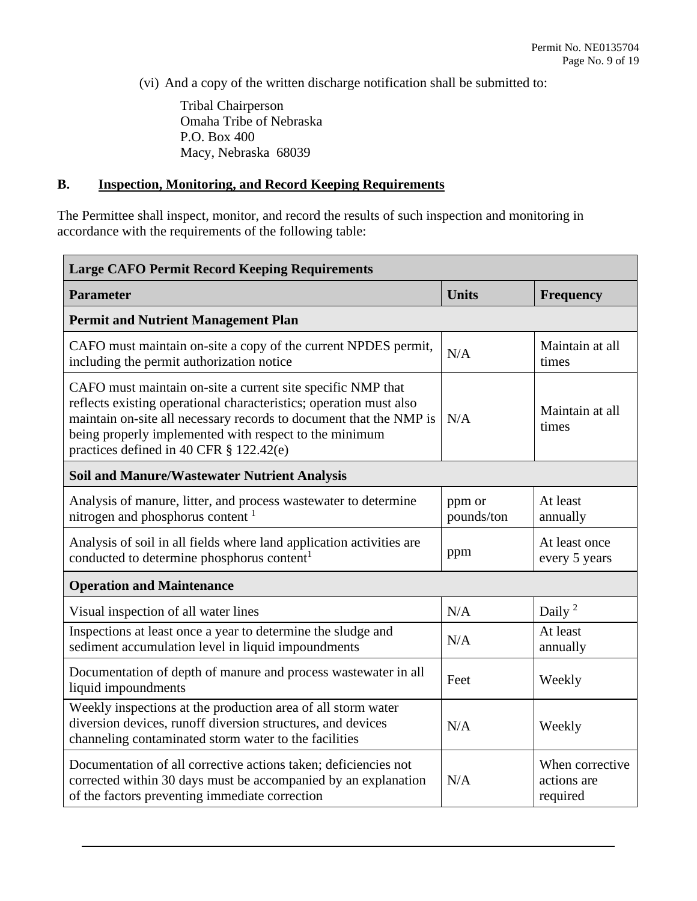(vi) And a copy of the written discharge notification shall be submitted to:

Tribal Chairperson
Omaha Tribe of Nebraska
P.O. Box 400
Macy, Nebraska 68039

## B. Inspection, Monitoring, and Record Keeping Requirements

The Permittee shall inspect, monitor, and record the results of such inspection and monitoring in accordance with the requirements of the following table:

| Large CAFO Permit Record Keeping Requirements | | |
|---|---|---|
| **Parameter** | **Units** | **Frequency** |
| **Permit and Nutrient Management Plan** | | |
| CAFO must maintain on-site a copy of the current NPDES permit, including the permit authorization notice | N/A | Maintain at all times |
| CAFO must maintain on-site a current site specific NMP that reflects existing operational characteristics; operation must also maintain on-site all necessary records to document that the NMP is being properly implemented with respect to the minimum practices defined in 40 CFR § 122.42(e) | N/A | Maintain at all times |
| **Soil and Manure/Wastewater Nutrient Analysis** | | |
| Analysis of manure, litter, and process wastewater to determine nitrogen and phosphorus content [1] | ppm or pounds/ton | At least annually |
| Analysis of soil in all fields where land application activities are conducted to determine phosphorus content[1] | ppm | At least once every 5 years |
| **Operation and Maintenance** | | |
| Visual inspection of all water lines | N/A | Daily [2] |
| Inspections at least once a year to determine the sludge and sediment accumulation level in liquid impoundments | N/A | At least annually |
| Documentation of depth of manure and process wastewater in all liquid impoundments | Feet | Weekly |
| Weekly inspections at the production area of all storm water diversion devices, runoff diversion structures, and devices channeling contaminated storm water to the facilities | N/A | Weekly |
| Documentation of all corrective actions taken; deficiencies not corrected within 30 days must be accompanied by an explanation of the factors preventing immediate correction | N/A | When corrective actions are required |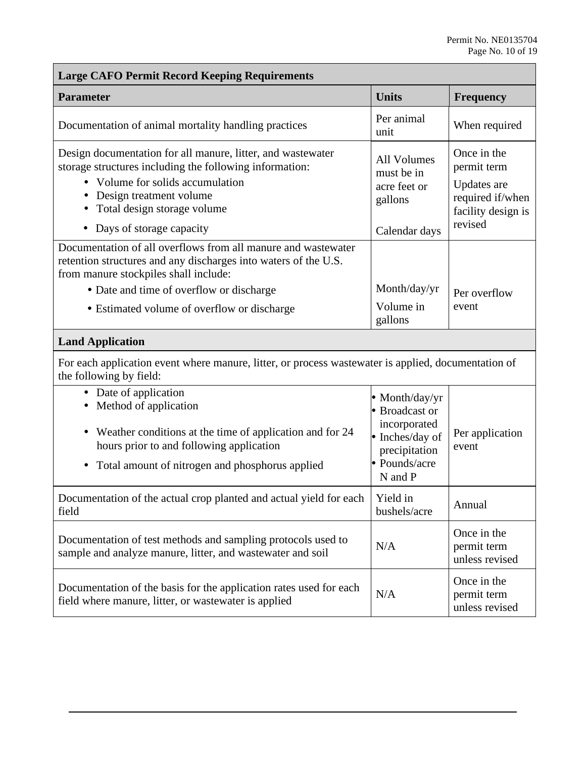| Large CAFO Permit Record Keeping Requirements | | |
|---|---|---|
| **Parameter** | **Units** | **Frequency** |
| Documentation of animal mortality handling practices | Per animal unit | When required |
| Design documentation for all manure, litter, and wastewater storage structures including the following information:<br>• Volume for solids accumulation<br>• Design treatment volume<br>• Total design storage volume<br>• Days of storage capacity | All Volumes must be in acre feet or gallons<br><br>Calendar days | Once in the permit term<br>Updates are required if/when facility design is revised |
| Documentation of all overflows from all manure and wastewater retention structures and any discharges into waters of the U.S. from manure stockpiles shall include:<br>• Date and time of overflow or discharge<br>• Estimated volume of overflow or discharge | Month/day/yr<br>Volume in gallons | Per overflow event |
| **Land Application** | | |
| For each application event where manure, litter, or process wastewater is applied, documentation of the following by field: | | |
| • Date of application<br>• Method of application<br>• Weather conditions at the time of application and for 24 hours prior to and following application<br>• Total amount of nitrogen and phosphorus applied | • Month/day/yr<br>• Broadcast or incorporated<br>• Inches/day of precipitation<br>• Pounds/acre N and P | Per application event |
| Documentation of the actual crop planted and actual yield for each field | Yield in bushels/acre | Annual |
| Documentation of test methods and sampling protocols used to sample and analyze manure, litter, and wastewater and soil | N/A | Once in the permit term unless revised |
| Documentation of the basis for the application rates used for each field where manure, litter, or wastewater is applied | N/A | Once in the permit term unless revised |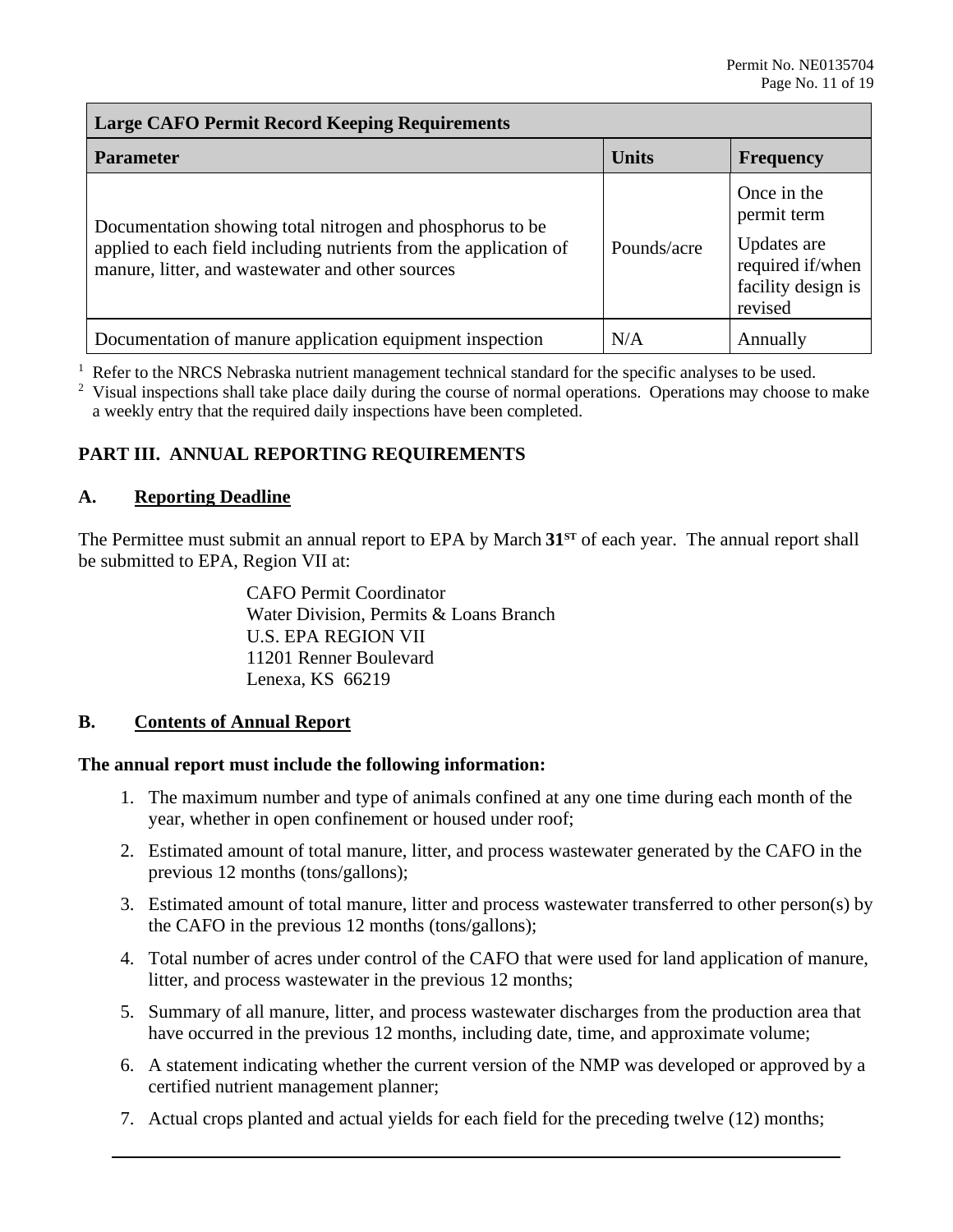| Large CAFO Permit Record Keeping Requirements | | |
|---|---|---|
| **Parameter** | **Units** | **Frequency** |
| Documentation showing total nitrogen and phosphorus to be applied to each field including nutrients from the application of manure, litter, and wastewater and other sources | Pounds/acre | Once in the permit term<br>Updates are required if/when facility design is revised |
| Documentation of manure application equipment inspection | N/A | Annually |

[1] Refer to the NRCS Nebraska nutrient management technical standard for the specific analyses to be used.
[2] Visual inspections shall take place daily during the course of normal operations. Operations may choose to make a weekly entry that the required daily inspections have been completed.

## PART III. ANNUAL REPORTING REQUIREMENTS

### A. Reporting Deadline

The Permittee must submit an annual report to EPA by March **31ST** of each year. The annual report shall be submitted to EPA, Region VII at:

CAFO Permit Coordinator
Water Division, Permits & Loans Branch
U.S. EPA REGION VII
11201 Renner Boulevard
Lenexa, KS 66219

### B. Contents of Annual Report

**The annual report must include the following information:**

1. The maximum number and type of animals confined at any one time during each month of the year, whether in open confinement or housed under roof;
2. Estimated amount of total manure, litter, and process wastewater generated by the CAFO in the previous 12 months (tons/gallons);
3. Estimated amount of total manure, litter and process wastewater transferred to other person(s) by the CAFO in the previous 12 months (tons/gallons);
4. Total number of acres under control of the CAFO that were used for land application of manure, litter, and process wastewater in the previous 12 months;
5. Summary of all manure, litter, and process wastewater discharges from the production area that have occurred in the previous 12 months, including date, time, and approximate volume;
6. A statement indicating whether the current version of the NMP was developed or approved by a certified nutrient management planner;
7. Actual crops planted and actual yields for each field for the preceding twelve (12) months;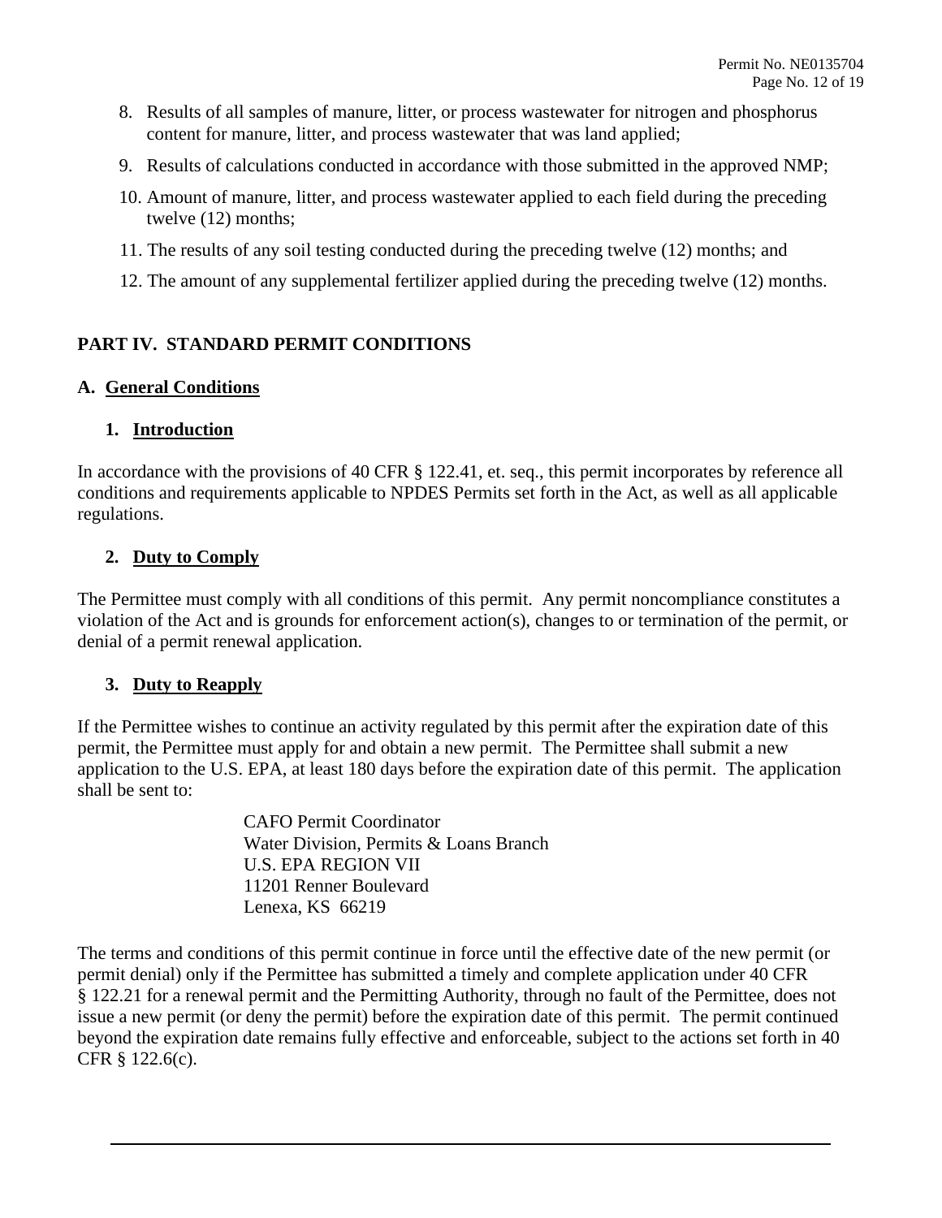8. Results of all samples of manure, litter, or process wastewater for nitrogen and phosphorus content for manure, litter, and process wastewater that was land applied;
9. Results of calculations conducted in accordance with those submitted in the approved NMP;
10. Amount of manure, litter, and process wastewater applied to each field during the preceding twelve (12) months;
11. The results of any soil testing conducted during the preceding twelve (12) months; and
12. The amount of any supplemental fertilizer applied during the preceding twelve (12) months.

## PART IV. STANDARD PERMIT CONDITIONS

### A. General Conditions

#### 1. Introduction

In accordance with the provisions of 40 CFR § 122.41, et. seq., this permit incorporates by reference all conditions and requirements applicable to NPDES Permits set forth in the Act, as well as all applicable regulations.

#### 2. Duty to Comply

The Permittee must comply with all conditions of this permit. Any permit noncompliance constitutes a violation of the Act and is grounds for enforcement action(s), changes to or termination of the permit, or denial of a permit renewal application.

#### 3. Duty to Reapply

If the Permittee wishes to continue an activity regulated by this permit after the expiration date of this permit, the Permittee must apply for and obtain a new permit. The Permittee shall submit a new application to the U.S. EPA, at least 180 days before the expiration date of this permit. The application shall be sent to:

CAFO Permit Coordinator
Water Division, Permits & Loans Branch
U.S. EPA REGION VII
11201 Renner Boulevard
Lenexa, KS 66219

The terms and conditions of this permit continue in force until the effective date of the new permit (or permit denial) only if the Permittee has submitted a timely and complete application under 40 CFR § 122.21 for a renewal permit and the Permitting Authority, through no fault of the Permittee, does not issue a new permit (or deny the permit) before the expiration date of this permit. The permit continued beyond the expiration date remains fully effective and enforceable, subject to the actions set forth in 40 CFR § 122.6(c).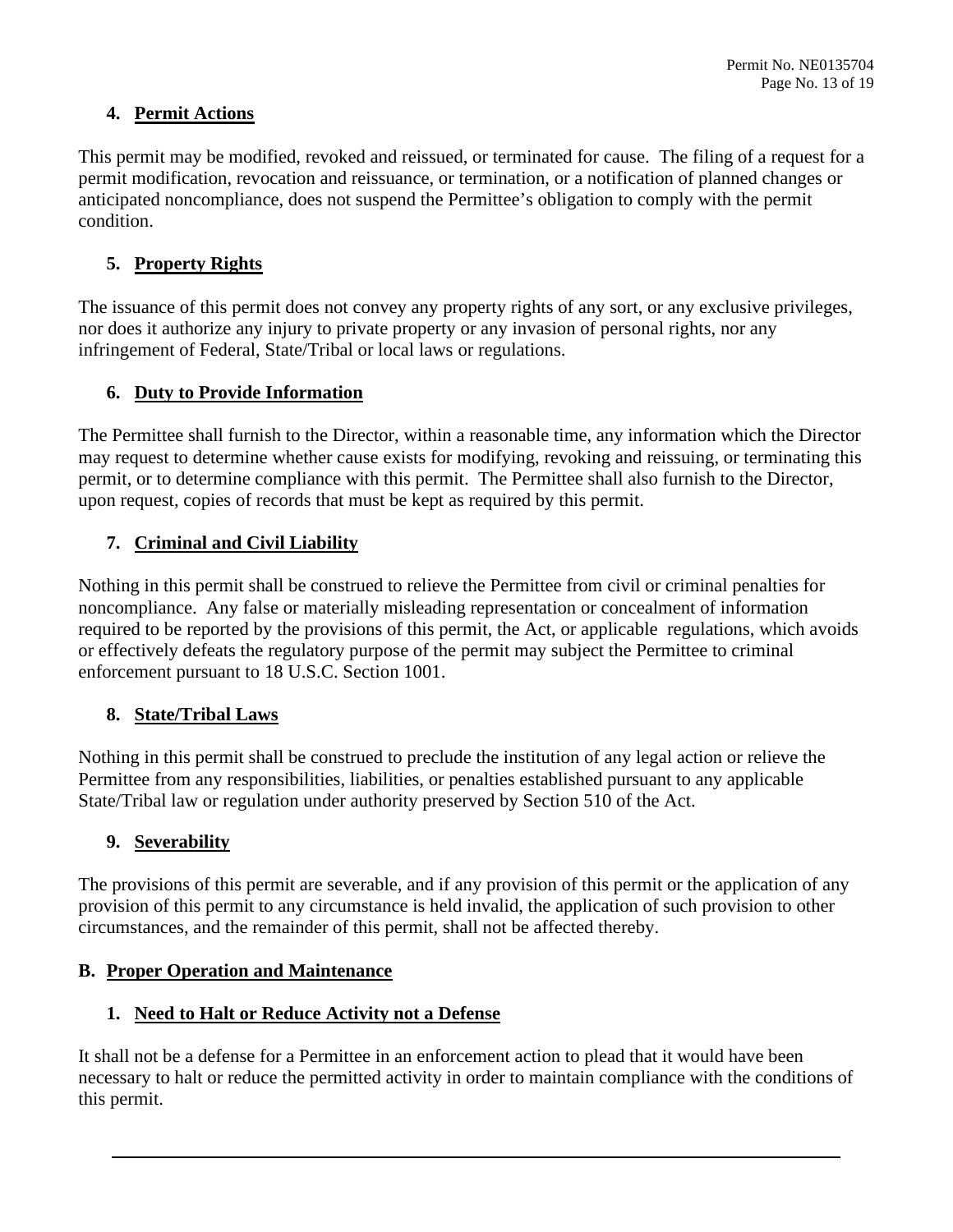### 4. Permit Actions

This permit may be modified, revoked and reissued, or terminated for cause. The filing of a request for a permit modification, revocation and reissuance, or termination, or a notification of planned changes or anticipated noncompliance, does not suspend the Permittee's obligation to comply with the permit condition.

### 5. Property Rights

The issuance of this permit does not convey any property rights of any sort, or any exclusive privileges, nor does it authorize any injury to private property or any invasion of personal rights, nor any infringement of Federal, State/Tribal or local laws or regulations.

### 6. Duty to Provide Information

The Permittee shall furnish to the Director, within a reasonable time, any information which the Director may request to determine whether cause exists for modifying, revoking and reissuing, or terminating this permit, or to determine compliance with this permit. The Permittee shall also furnish to the Director, upon request, copies of records that must be kept as required by this permit.

### 7. Criminal and Civil Liability

Nothing in this permit shall be construed to relieve the Permittee from civil or criminal penalties for noncompliance. Any false or materially misleading representation or concealment of information required to be reported by the provisions of this permit, the Act, or applicable regulations, which avoids or effectively defeats the regulatory purpose of the permit may subject the Permittee to criminal enforcement pursuant to 18 U.S.C. Section 1001.

### 8. State/Tribal Laws

Nothing in this permit shall be construed to preclude the institution of any legal action or relieve the Permittee from any responsibilities, liabilities, or penalties established pursuant to any applicable State/Tribal law or regulation under authority preserved by Section 510 of the Act.

### 9. Severability

The provisions of this permit are severable, and if any provision of this permit or the application of any provision of this permit to any circumstance is held invalid, the application of such provision to other circumstances, and the remainder of this permit, shall not be affected thereby.

## B. Proper Operation and Maintenance

### 1. Need to Halt or Reduce Activity not a Defense

It shall not be a defense for a Permittee in an enforcement action to plead that it would have been necessary to halt or reduce the permitted activity in order to maintain compliance with the conditions of this permit.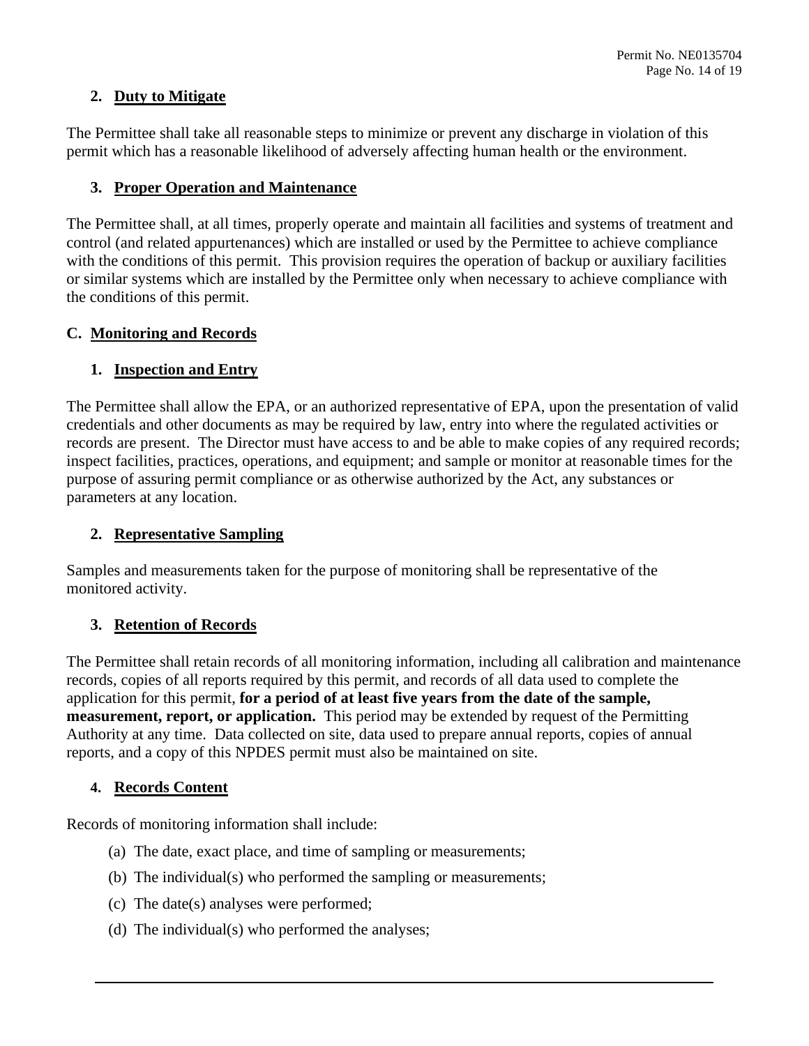### 2. Duty to Mitigate

The Permittee shall take all reasonable steps to minimize or prevent any discharge in violation of this permit which has a reasonable likelihood of adversely affecting human health or the environment.

### 3. Proper Operation and Maintenance

The Permittee shall, at all times, properly operate and maintain all facilities and systems of treatment and control (and related appurtenances) which are installed or used by the Permittee to achieve compliance with the conditions of this permit. This provision requires the operation of backup or auxiliary facilities or similar systems which are installed by the Permittee only when necessary to achieve compliance with the conditions of this permit.

## C. Monitoring and Records

### 1. Inspection and Entry

The Permittee shall allow the EPA, or an authorized representative of EPA, upon the presentation of valid credentials and other documents as may be required by law, entry into where the regulated activities or records are present. The Director must have access to and be able to make copies of any required records; inspect facilities, practices, operations, and equipment; and sample or monitor at reasonable times for the purpose of assuring permit compliance or as otherwise authorized by the Act, any substances or parameters at any location.

### 2. Representative Sampling

Samples and measurements taken for the purpose of monitoring shall be representative of the monitored activity.

### 3. Retention of Records

The Permittee shall retain records of all monitoring information, including all calibration and maintenance records, copies of all reports required by this permit, and records of all data used to complete the application for this permit, **for a period of at least five years from the date of the sample, measurement, report, or application.** This period may be extended by request of the Permitting Authority at any time. Data collected on site, data used to prepare annual reports, copies of annual reports, and a copy of this NPDES permit must also be maintained on site.

### 4. Records Content

Records of monitoring information shall include:

(a) The date, exact place, and time of sampling or measurements;

(b) The individual(s) who performed the sampling or measurements;

(c) The date(s) analyses were performed;

(d) The individual(s) who performed the analyses;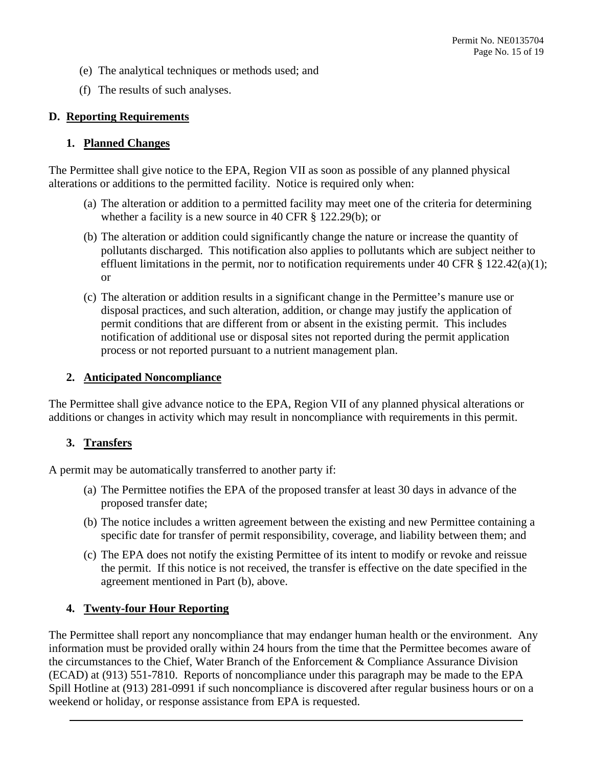(e) The analytical techniques or methods used; and

(f) The results of such analyses.

## D. Reporting Requirements

### 1. Planned Changes

The Permittee shall give notice to the EPA, Region VII as soon as possible of any planned physical alterations or additions to the permitted facility. Notice is required only when:

(a) The alteration or addition to a permitted facility may meet one of the criteria for determining whether a facility is a new source in 40 CFR § 122.29(b); or

(b) The alteration or addition could significantly change the nature or increase the quantity of pollutants discharged. This notification also applies to pollutants which are subject neither to effluent limitations in the permit, nor to notification requirements under 40 CFR § 122.42(a)(1); or

(c) The alteration or addition results in a significant change in the Permittee's manure use or disposal practices, and such alteration, addition, or change may justify the application of permit conditions that are different from or absent in the existing permit. This includes notification of additional use or disposal sites not reported during the permit application process or not reported pursuant to a nutrient management plan.

### 2. Anticipated Noncompliance

The Permittee shall give advance notice to the EPA, Region VII of any planned physical alterations or additions or changes in activity which may result in noncompliance with requirements in this permit.

### 3. Transfers

A permit may be automatically transferred to another party if:

(a) The Permittee notifies the EPA of the proposed transfer at least 30 days in advance of the proposed transfer date;

(b) The notice includes a written agreement between the existing and new Permittee containing a specific date for transfer of permit responsibility, coverage, and liability between them; and

(c) The EPA does not notify the existing Permittee of its intent to modify or revoke and reissue the permit. If this notice is not received, the transfer is effective on the date specified in the agreement mentioned in Part (b), above.

### 4. Twenty-four Hour Reporting

The Permittee shall report any noncompliance that may endanger human health or the environment. Any information must be provided orally within 24 hours from the time that the Permittee becomes aware of the circumstances to the Chief, Water Branch of the Enforcement & Compliance Assurance Division (ECAD) at (913) 551-7810. Reports of noncompliance under this paragraph may be made to the EPA Spill Hotline at (913) 281-0991 if such noncompliance is discovered after regular business hours or on a weekend or holiday, or response assistance from EPA is requested.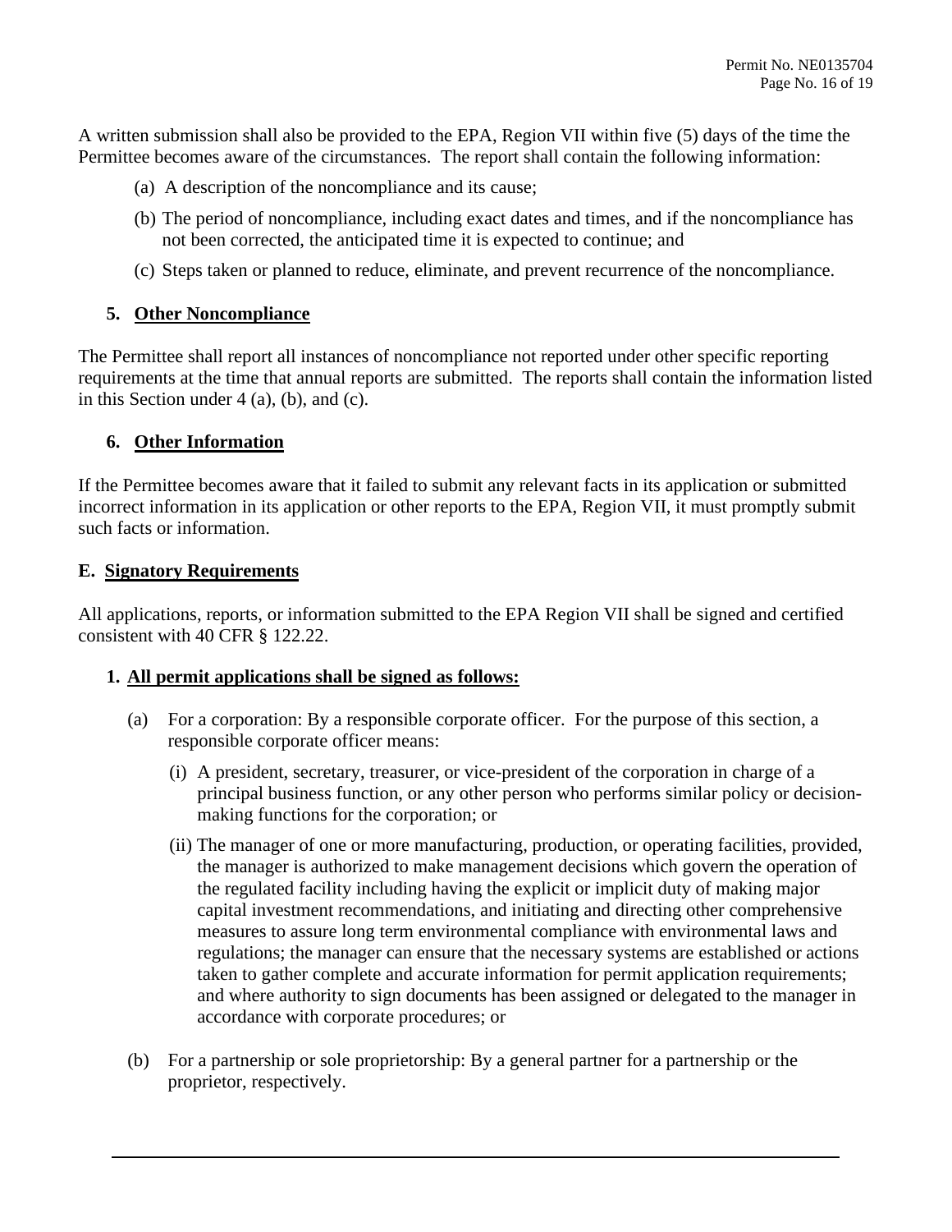A written submission shall also be provided to the EPA, Region VII within five (5) days of the time the Permittee becomes aware of the circumstances. The report shall contain the following information:

(a) A description of the noncompliance and its cause;

(b) The period of noncompliance, including exact dates and times, and if the noncompliance has not been corrected, the anticipated time it is expected to continue; and

(c) Steps taken or planned to reduce, eliminate, and prevent recurrence of the noncompliance.

**5. Other Noncompliance**

The Permittee shall report all instances of noncompliance not reported under other specific reporting requirements at the time that annual reports are submitted. The reports shall contain the information listed in this Section under 4 (a), (b), and (c).

**6. Other Information**

If the Permittee becomes aware that it failed to submit any relevant facts in its application or submitted incorrect information in its application or other reports to the EPA, Region VII, it must promptly submit such facts or information.

**E. Signatory Requirements**

All applications, reports, or information submitted to the EPA Region VII shall be signed and certified consistent with 40 CFR § 122.22.

**1. All permit applications shall be signed as follows:**

(a) For a corporation: By a responsible corporate officer. For the purpose of this section, a responsible corporate officer means:

(i) A president, secretary, treasurer, or vice-president of the corporation in charge of a principal business function, or any other person who performs similar policy or decision-making functions for the corporation; or

(ii) The manager of one or more manufacturing, production, or operating facilities, provided, the manager is authorized to make management decisions which govern the operation of the regulated facility including having the explicit or implicit duty of making major capital investment recommendations, and initiating and directing other comprehensive measures to assure long term environmental compliance with environmental laws and regulations; the manager can ensure that the necessary systems are established or actions taken to gather complete and accurate information for permit application requirements; and where authority to sign documents has been assigned or delegated to the manager in accordance with corporate procedures; or

(b) For a partnership or sole proprietorship: By a general partner for a partnership or the proprietor, respectively.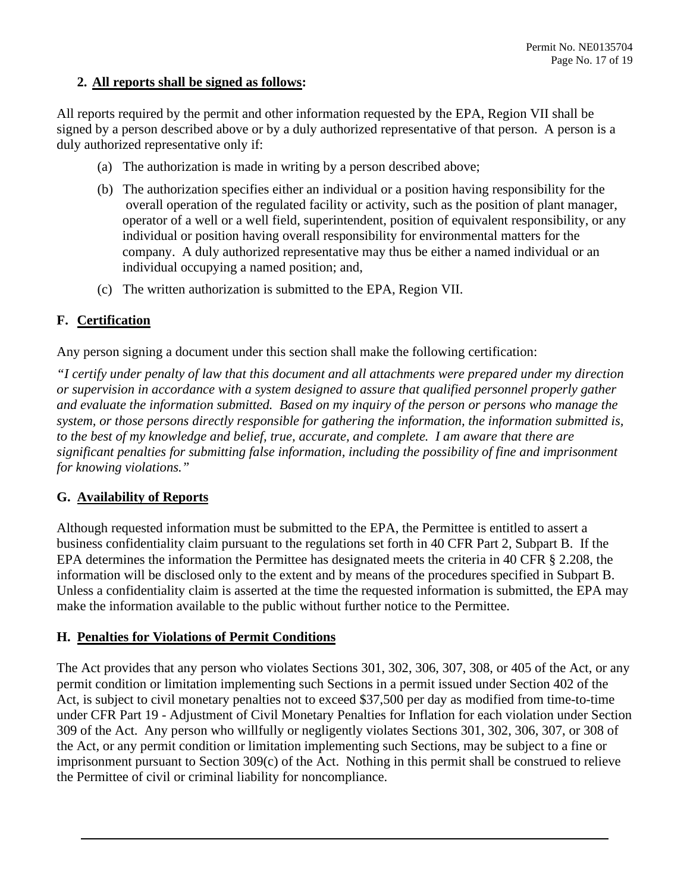**2. All reports shall be signed as follows:**

All reports required by the permit and other information requested by the EPA, Region VII shall be signed by a person described above or by a duly authorized representative of that person. A person is a duly authorized representative only if:

(a) The authorization is made in writing by a person described above;

(b) The authorization specifies either an individual or a position having responsibility for the overall operation of the regulated facility or activity, such as the position of plant manager, operator of a well or a well field, superintendent, position of equivalent responsibility, or any individual or position having overall responsibility for environmental matters for the company. A duly authorized representative may thus be either a named individual or an individual occupying a named position; and,

(c) The written authorization is submitted to the EPA, Region VII.

## F. Certification

Any person signing a document under this section shall make the following certification:

*"I certify under penalty of law that this document and all attachments were prepared under my direction or supervision in accordance with a system designed to assure that qualified personnel properly gather and evaluate the information submitted. Based on my inquiry of the person or persons who manage the system, or those persons directly responsible for gathering the information, the information submitted is, to the best of my knowledge and belief, true, accurate, and complete. I am aware that there are significant penalties for submitting false information, including the possibility of fine and imprisonment for knowing violations."*

## G. Availability of Reports

Although requested information must be submitted to the EPA, the Permittee is entitled to assert a business confidentiality claim pursuant to the regulations set forth in 40 CFR Part 2, Subpart B. If the EPA determines the information the Permittee has designated meets the criteria in 40 CFR § 2.208, the information will be disclosed only to the extent and by means of the procedures specified in Subpart B. Unless a confidentiality claim is asserted at the time the requested information is submitted, the EPA may make the information available to the public without further notice to the Permittee.

## H. Penalties for Violations of Permit Conditions

The Act provides that any person who violates Sections 301, 302, 306, 307, 308, or 405 of the Act, or any permit condition or limitation implementing such Sections in a permit issued under Section 402 of the Act, is subject to civil monetary penalties not to exceed $37,500 per day as modified from time-to-time under CFR Part 19 - Adjustment of Civil Monetary Penalties for Inflation for each violation under Section 309 of the Act. Any person who willfully or negligently violates Sections 301, 302, 306, 307, or 308 of the Act, or any permit condition or limitation implementing such Sections, may be subject to a fine or imprisonment pursuant to Section 309(c) of the Act. Nothing in this permit shall be construed to relieve the Permittee of civil or criminal liability for noncompliance.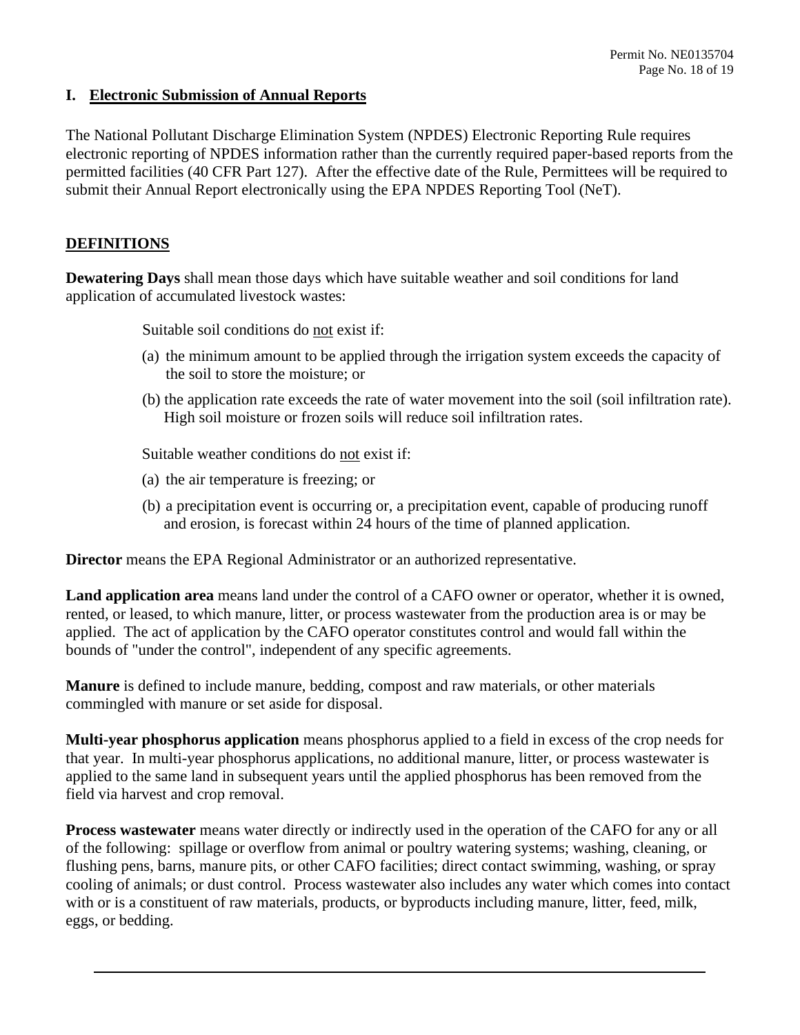## I. <u>Electronic Submission of Annual Reports</u>

The National Pollutant Discharge Elimination System (NPDES) Electronic Reporting Rule requires electronic reporting of NPDES information rather than the currently required paper-based reports from the permitted facilities (40 CFR Part 127). After the effective date of the Rule, Permittees will be required to submit their Annual Report electronically using the EPA NPDES Reporting Tool (NeT).

## <u>DEFINITIONS</u>

**Dewatering Days** shall mean those days which have suitable weather and soil conditions for land application of accumulated livestock wastes:

Suitable soil conditions do <u>not</u> exist if:

(a) the minimum amount to be applied through the irrigation system exceeds the capacity of the soil to store the moisture; or

(b) the application rate exceeds the rate of water movement into the soil (soil infiltration rate). High soil moisture or frozen soils will reduce soil infiltration rates.

Suitable weather conditions do <u>not</u> exist if:

(a) the air temperature is freezing; or

(b) a precipitation event is occurring or, a precipitation event, capable of producing runoff and erosion, is forecast within 24 hours of the time of planned application.

**Director** means the EPA Regional Administrator or an authorized representative.

**Land application area** means land under the control of a CAFO owner or operator, whether it is owned, rented, or leased, to which manure, litter, or process wastewater from the production area is or may be applied. The act of application by the CAFO operator constitutes control and would fall within the bounds of "under the control", independent of any specific agreements.

**Manure** is defined to include manure, bedding, compost and raw materials, or other materials commingled with manure or set aside for disposal.

**Multi-year phosphorus application** means phosphorus applied to a field in excess of the crop needs for that year. In multi-year phosphorus applications, no additional manure, litter, or process wastewater is applied to the same land in subsequent years until the applied phosphorus has been removed from the field via harvest and crop removal.

**Process wastewater** means water directly or indirectly used in the operation of the CAFO for any or all of the following: spillage or overflow from animal or poultry watering systems; washing, cleaning, or flushing pens, barns, manure pits, or other CAFO facilities; direct contact swimming, washing, or spray cooling of animals; or dust control. Process wastewater also includes any water which comes into contact with or is a constituent of raw materials, products, or byproducts including manure, litter, feed, milk, eggs, or bedding.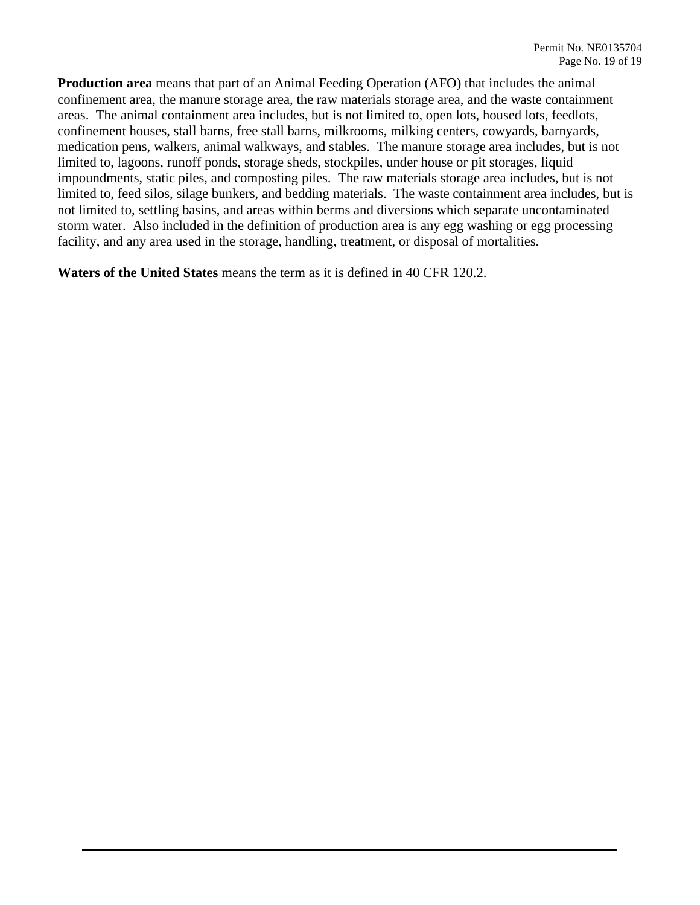**Production area** means that part of an Animal Feeding Operation (AFO) that includes the animal confinement area, the manure storage area, the raw materials storage area, and the waste containment areas. The animal containment area includes, but is not limited to, open lots, housed lots, feedlots, confinement houses, stall barns, free stall barns, milkrooms, milking centers, cowyards, barnyards, medication pens, walkers, animal walkways, and stables. The manure storage area includes, but is not limited to, lagoons, runoff ponds, storage sheds, stockpiles, under house or pit storages, liquid impoundments, static piles, and composting piles. The raw materials storage area includes, but is not limited to, feed silos, silage bunkers, and bedding materials. The waste containment area includes, but is not limited to, settling basins, and areas within berms and diversions which separate uncontaminated storm water. Also included in the definition of production area is any egg washing or egg processing facility, and any area used in the storage, handling, treatment, or disposal of mortalities.

**Waters of the United States** means the term as it is defined in 40 CFR 120.2.